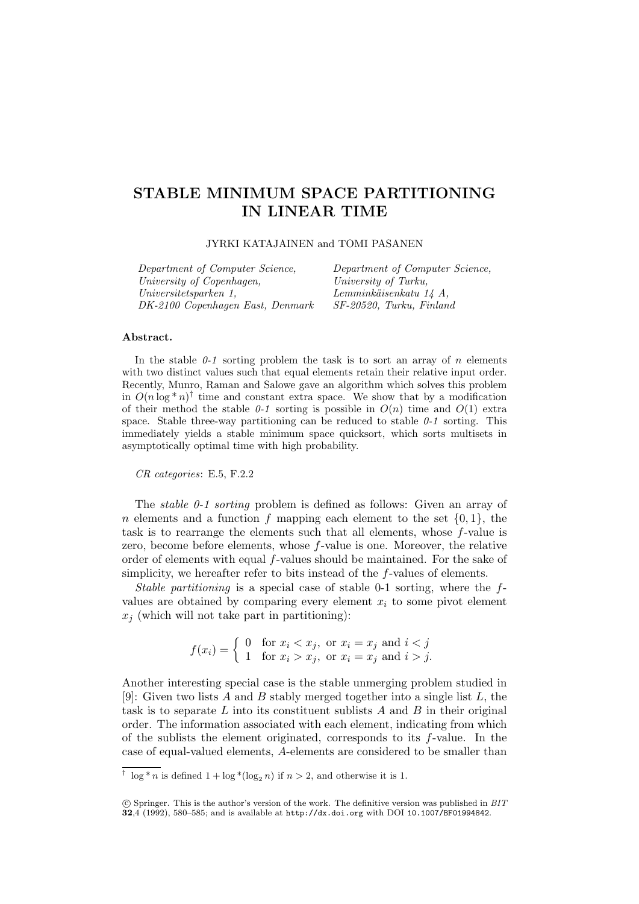# STABLE MINIMUM SPACE PARTITIONING IN LINEAR TIME

JYRKI KATAJAINEN and TOMI PASANEN

*Department of Computer Science,*
*University of Copenhagen,*
*Universitetsparken 1,*
*DK-2100 Copenhagen East, Denmark*

*Department of Computer Science,*
*University of Turku,*
*Lemminkäisenkatu 14 A,*
*SF-20520, Turku, Finland*

**Abstract.**

In the stable *0-1* sorting problem the task is to sort an array of $n$ elements with two distinct values such that equal elements retain their relative input order. Recently, Munro, Raman and Salowe gave an algorithm which solves this problem in $O(n \log^* n)$[†] time and constant extra space. We show that by a modification of their method the stable *0-1* sorting is possible in $O(n)$ time and $O(1)$ extra space. Stable three-way partitioning can be reduced to stable *0-1* sorting. This immediately yields a stable minimum space quicksort, which sorts multisets in asymptotically optimal time with high probability.

*CR categories*: E.5, F.2.2

The *stable 0-1 sorting* problem is defined as follows: Given an array of $n$ elements and a function $f$ mapping each element to the set $\{0, 1\}$, the task is to rearrange the elements such that all elements, whose $f$-value is zero, become before elements, whose $f$-value is one. Moreover, the relative order of elements with equal $f$-values should be maintained. For the sake of simplicity, we hereafter refer to bits instead of the $f$-values of elements.

*Stable partitioning* is a special case of stable 0-1 sorting, where the $f$-values are obtained by comparing every element $x_i$ to some pivot element $x_j$ (which will not take part in partitioning):

$$f(x_i) = \begin{cases} 0 & \text{for } x_i < x_j, \text{ or } x_i = x_j \text{ and } i < j \\ 1 & \text{for } x_i > x_j, \text{ or } x_i = x_j \text{ and } i > j. \end{cases}$$

Another interesting special case is the stable unmerging problem studied in [9]: Given two lists $A$ and $B$ stably merged together into a single list $L$, the task is to separate $L$ into its constituent sublists $A$ and $B$ in their original order. The information associated with each element, indicating from which of the sublists the element originated, corresponds to its $f$-value. In the case of equal-valued elements, $A$-elements are considered to be smaller than

---

[†] $\log^* n$ is defined $1 + \log^*(\log_2 n)$ if $n > 2$, and otherwise it is 1.

© Springer. This is the author's version of the work. The definitive version was published in *BIT* **32**,4 (1992), 580–585; and is available at http://dx.doi.org with DOI 10.1007/BF01994842.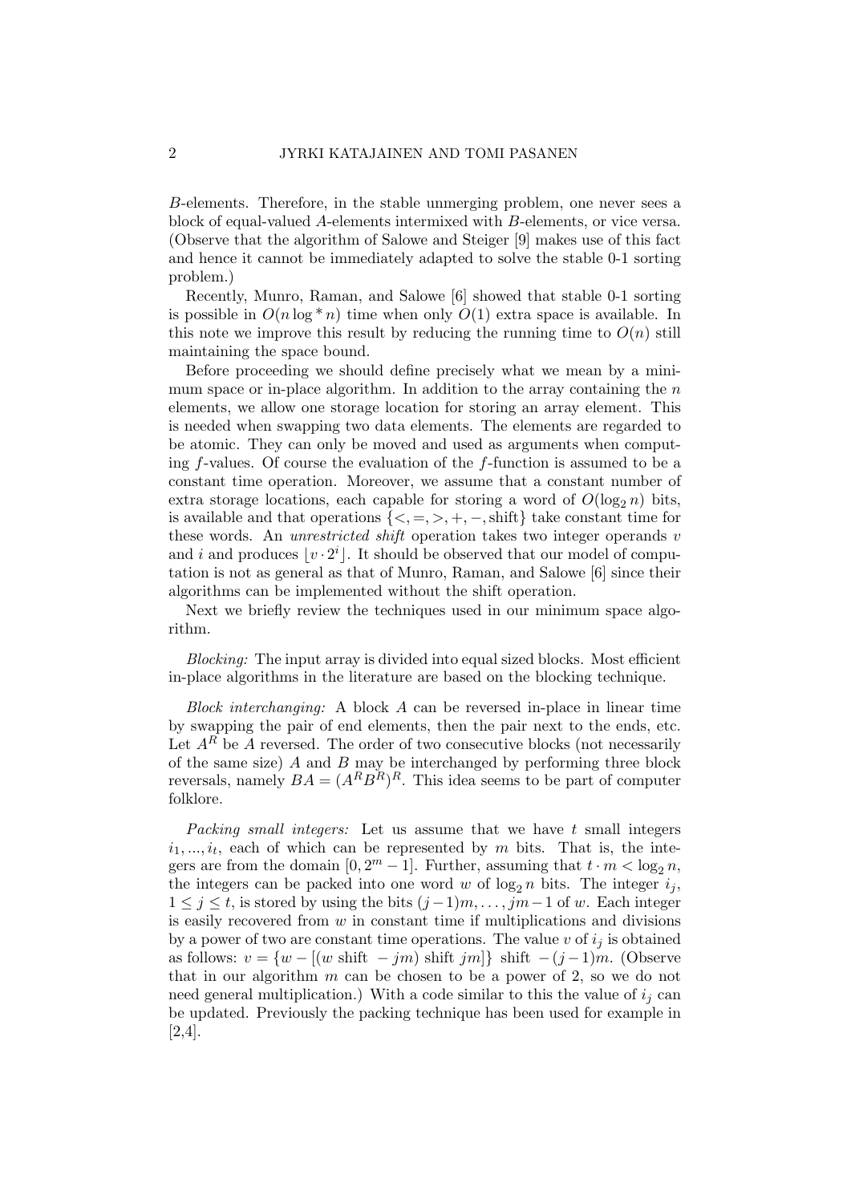*B*-elements. Therefore, in the stable unmerging problem, one never sees a block of equal-valued *A*-elements intermixed with *B*-elements, or vice versa. (Observe that the algorithm of Salowe and Steiger [9] makes use of this fact and hence it cannot be immediately adapted to solve the stable 0-1 sorting problem.)

Recently, Munro, Raman, and Salowe [6] showed that stable 0-1 sorting is possible in $O(n \log^* n)$ time when only $O(1)$ extra space is available. In this note we improve this result by reducing the running time to $O(n)$ still maintaining the space bound.

Before proceeding we should define precisely what we mean by a minimum space or in-place algorithm. In addition to the array containing the $n$ elements, we allow one storage location for storing an array element. This is needed when swapping two data elements. The elements are regarded to be atomic. They can only be moved and used as arguments when computing $f$-values. Of course the evaluation of the $f$-function is assumed to be a constant time operation. Moreover, we assume that a constant number of extra storage locations, each capable for storing a word of $O(\log_2 n)$ bits, is available and that operations $\{<, =, >, +, -, \text{shift}\}$ take constant time for these words. An *unrestricted shift* operation takes two integer operands $v$ and $i$ and produces $\lfloor v \cdot 2^i \rfloor$. It should be observed that our model of computation is not as general as that of Munro, Raman, and Salowe [6] since their algorithms can be implemented without the shift operation.

Next we briefly review the techniques used in our minimum space algorithm.

*Blocking:* The input array is divided into equal sized blocks. Most efficient in-place algorithms in the literature are based on the blocking technique.

*Block interchanging:* A block $A$ can be reversed in-place in linear time by swapping the pair of end elements, then the pair next to the ends, etc. Let $A^R$ be $A$ reversed. The order of two consecutive blocks (not necessarily of the same size) $A$ and $B$ may be interchanged by performing three block reversals, namely $BA = (A^R B^R)^R$. This idea seems to be part of computer folklore.

*Packing small integers:* Let us assume that we have $t$ small integers $i_1, ..., i_t$, each of which can be represented by $m$ bits. That is, the integers are from the domain $[0, 2^m - 1]$. Further, assuming that $t \cdot m < \log_2 n$, the integers can be packed into one word $w$ of $\log_2 n$ bits. The integer $i_j$, $1 \leq j \leq t$, is stored by using the bits $(j-1)m, \ldots, jm-1$ of $w$. Each integer is easily recovered from $w$ in constant time if multiplications and divisions by a power of two are constant time operations. The value $v$ of $i_j$ is obtained as follows: $v = \{w - [(w \text{ shift } -jm) \text{ shift } jm]\} \text{ shift } -(j-1)m$. (Observe that in our algorithm $m$ can be chosen to be a power of 2, so we do not need general multiplication.) With a code similar to this the value of $i_j$ can be updated. Previously the packing technique has been used for example in [2,4].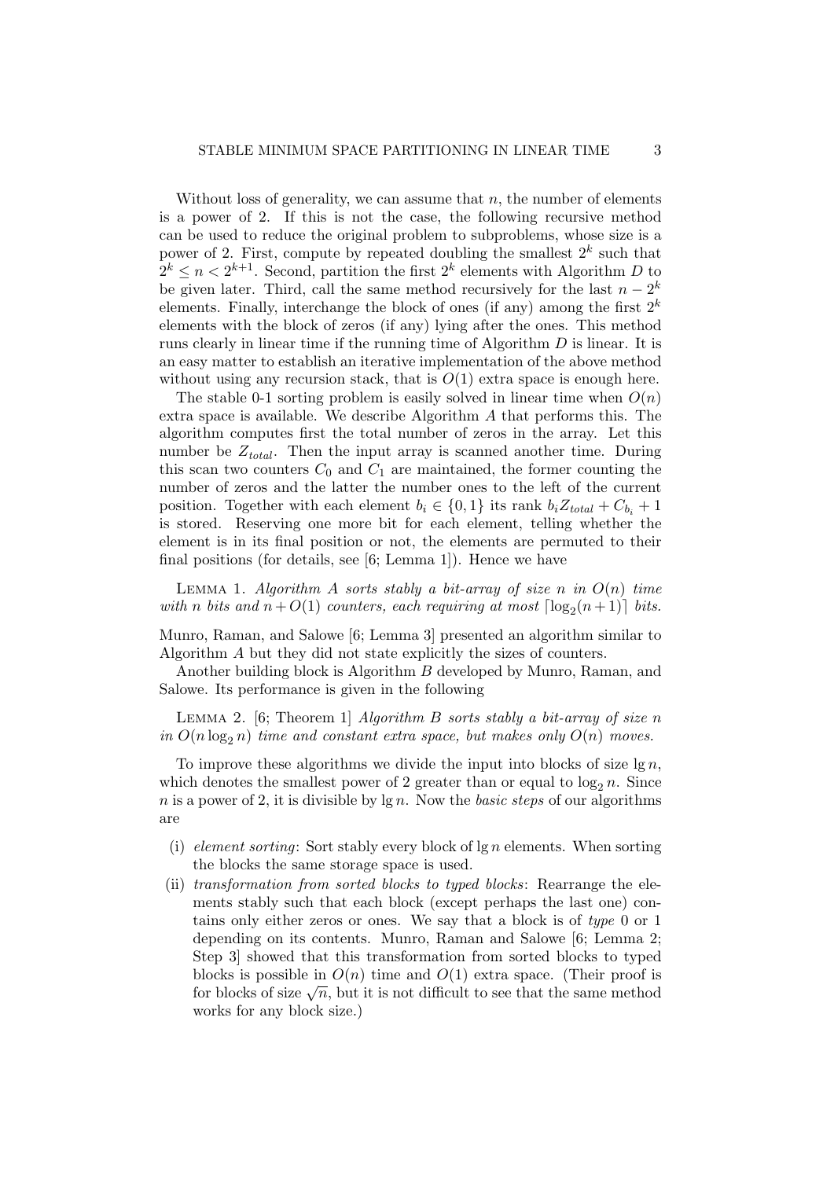Without loss of generality, we can assume that $n$, the number of elements is a power of 2. If this is not the case, the following recursive method can be used to reduce the original problem to subproblems, whose size is a power of 2. First, compute by repeated doubling the smallest $2^k$ such that $2^k \leq n < 2^{k+1}$. Second, partition the first $2^k$ elements with Algorithm $D$ to be given later. Third, call the same method recursively for the last $n - 2^k$ elements. Finally, interchange the block of ones (if any) among the first $2^k$ elements with the block of zeros (if any) lying after the ones. This method runs clearly in linear time if the running time of Algorithm $D$ is linear. It is an easy matter to establish an iterative implementation of the above method without using any recursion stack, that is $O(1)$ extra space is enough here.

The stable 0-1 sorting problem is easily solved in linear time when $O(n)$ extra space is available. We describe Algorithm $A$ that performs this. The algorithm computes first the total number of zeros in the array. Let this number be $Z_{total}$. Then the input array is scanned another time. During this scan two counters $C_0$ and $C_1$ are maintained, the former counting the number of zeros and the latter the number ones to the left of the current position. Together with each element $b_i \in \{0, 1\}$ its rank $b_i Z_{total} + C_{b_i} + 1$ is stored. Reserving one more bit for each element, telling whether the element is in its final position or not, the elements are permuted to their final positions (for details, see [6; Lemma 1]). Hence we have

LEMMA 1. *Algorithm $A$ sorts stably a bit-array of size $n$ in $O(n)$ time with $n$ bits and $n + O(1)$ counters, each requiring at most $\lceil \log_2(n+1) \rceil$ bits.*

Munro, Raman, and Salowe [6; Lemma 3] presented an algorithm similar to Algorithm $A$ but they did not state explicitly the sizes of counters.

Another building block is Algorithm $B$ developed by Munro, Raman, and Salowe. Its performance is given in the following

LEMMA 2. [6; Theorem 1] *Algorithm $B$ sorts stably a bit-array of size $n$ in $O(n \log_2 n)$ time and constant extra space, but makes only $O(n)$ moves.*

To improve these algorithms we divide the input into blocks of size $\lg n$, which denotes the smallest power of 2 greater than or equal to $\log_2 n$. Since $n$ is a power of 2, it is divisible by $\lg n$. Now the *basic steps* of our algorithms are

(i) *element sorting*: Sort stably every block of $\lg n$ elements. When sorting the blocks the same storage space is used.

(ii) *transformation from sorted blocks to typed blocks*: Rearrange the elements stably such that each block (except perhaps the last one) contains only either zeros or ones. We say that a block is of *type* 0 or 1 depending on its contents. Munro, Raman and Salowe [6; Lemma 2; Step 3] showed that this transformation from sorted blocks to typed blocks is possible in $O(n)$ time and $O(1)$ extra space. (Their proof is for blocks of size $\sqrt{n}$, but it is not difficult to see that the same method works for any block size.)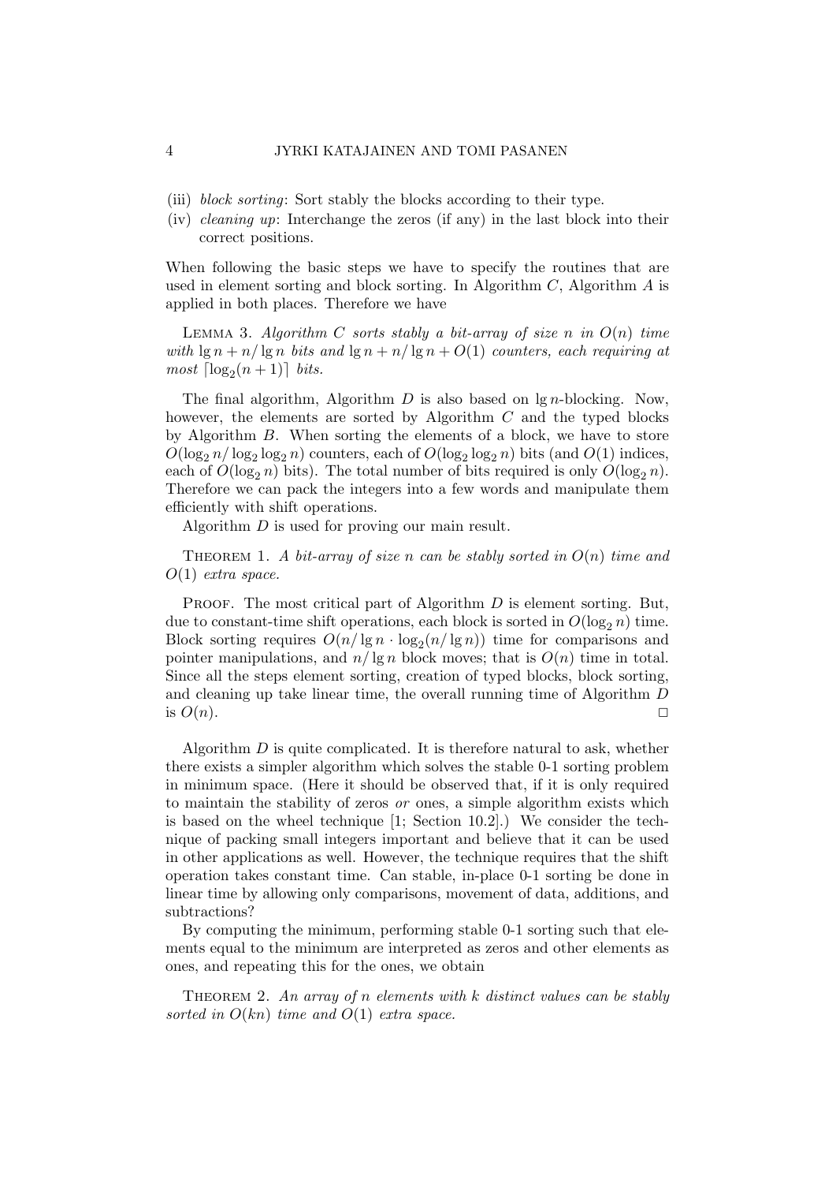(iii) *block sorting*: Sort stably the blocks according to their type.

(iv) *cleaning up*: Interchange the zeros (if any) in the last block into their correct positions.

When following the basic steps we have to specify the routines that are used in element sorting and block sorting. In Algorithm $C$, Algorithm $A$ is applied in both places. Therefore we have

Lemma 3. *Algorithm $C$ sorts stably a bit-array of size $n$ in $O(n)$ time with $\lg n + n/\lg n$ bits and $\lg n + n/\lg n + O(1)$ counters, each requiring at most $\lceil \log_2(n+1) \rceil$ bits.*

The final algorithm, Algorithm $D$ is also based on $\lg n$-blocking. Now, however, the elements are sorted by Algorithm $C$ and the typed blocks by Algorithm $B$. When sorting the elements of a block, we have to store $O(\log_2 n / \log_2 \log_2 n)$ counters, each of $O(\log_2 \log_2 n)$ bits (and $O(1)$ indices, each of $O(\log_2 n)$ bits). The total number of bits required is only $O(\log_2 n)$. Therefore we can pack the integers into a few words and manipulate them efficiently with shift operations.

Algorithm $D$ is used for proving our main result.

Theorem 1. *A bit-array of size $n$ can be stably sorted in $O(n)$ time and $O(1)$ extra space.*

Proof. The most critical part of Algorithm $D$ is element sorting. But, due to constant-time shift operations, each block is sorted in $O(\log_2 n)$ time. Block sorting requires $O(n/\lg n \cdot \log_2(n/\lg n))$ time for comparisons and pointer manipulations, and $n/\lg n$ block moves; that is $O(n)$ time in total. Since all the steps element sorting, creation of typed blocks, block sorting, and cleaning up take linear time, the overall running time of Algorithm $D$ is $O(n)$. □

Algorithm $D$ is quite complicated. It is therefore natural to ask, whether there exists a simpler algorithm which solves the stable 0-1 sorting problem in minimum space. (Here it should be observed that, if it is only required to maintain the stability of zeros *or* ones, a simple algorithm exists which is based on the wheel technique [1; Section 10.2].) We consider the technique of packing small integers important and believe that it can be used in other applications as well. However, the technique requires that the shift operation takes constant time. Can stable, in-place 0-1 sorting be done in linear time by allowing only comparisons, movement of data, additions, and subtractions?

By computing the minimum, performing stable 0-1 sorting such that elements equal to the minimum are interpreted as zeros and other elements as ones, and repeating this for the ones, we obtain

Theorem 2. *An array of $n$ elements with $k$ distinct values can be stably sorted in $O(kn)$ time and $O(1)$ extra space.*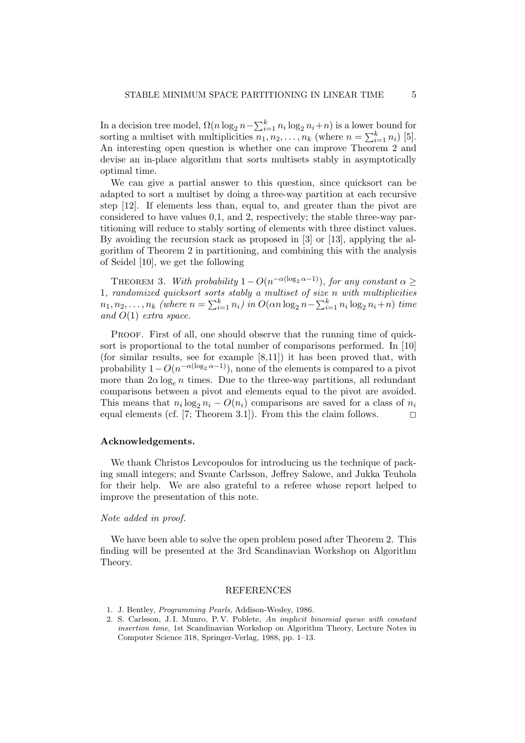In a decision tree model, $\Omega(n \log_2 n - \sum_{i=1}^{k} n_i \log_2 n_i + n)$ is a lower bound for sorting a multiset with multiplicities $n_1, n_2, \ldots, n_k$ (where $n = \sum_{i=1}^{k} n_i$) [5]. An interesting open question is whether one can improve Theorem 2 and devise an in-place algorithm that sorts multisets stably in asymptotically optimal time.

We can give a partial answer to this question, since quicksort can be adapted to sort a multiset by doing a three-way partition at each recursive step [12]. If elements less than, equal to, and greater than the pivot are considered to have values 0,1, and 2, respectively; the stable three-way partitioning will reduce to stably sorting of elements with three distinct values. By avoiding the recursion stack as proposed in [3] or [13], applying the algorithm of Theorem 2 in partitioning, and combining this with the analysis of Seidel [10], we get the following

THEOREM 3. *With probability $1 - O(n^{-\alpha(\log_2 \alpha - 1)})$, for any constant $\alpha \geq 1$, randomized quicksort sorts stably a multiset of size $n$ with multiplicities $n_1, n_2, \ldots, n_k$ (where $n = \sum_{i=1}^{k} n_i$) in $O(\alpha n \log_2 n - \sum_{i=1}^{k} n_i \log_2 n_i + n)$ time and $O(1)$ extra space.*

PROOF. First of all, one should observe that the running time of quicksort is proportional to the total number of comparisons performed. In [10] (for similar results, see for example [8,11]) it has been proved that, with probability $1 - O(n^{-\alpha(\log_2 \alpha - 1)})$, none of the elements is compared to a pivot more than $2\alpha \log_e n$ times. Due to the three-way partitions, all redundant comparisons between a pivot and elements equal to the pivot are avoided. This means that $n_i \log_2 n_i - O(n_i)$ comparisons are saved for a class of $n_i$ equal elements (cf. [7; Theorem 3.1]). From this the claim follows. $\square$

**Acknowledgements.**

We thank Christos Levcopoulos for introducing us the technique of packing small integers; and Svante Carlsson, Jeffrey Salowe, and Jukka Teuhola for their help. We are also grateful to a referee whose report helped to improve the presentation of this note.

*Note added in proof.*

We have been able to solve the open problem posed after Theorem 2. This finding will be presented at the 3rd Scandinavian Workshop on Algorithm Theory.

## REFERENCES

1. J. Bentley, *Programming Pearls*, Addison-Wesley, 1986.
2. S. Carlsson, J. I. Munro, P. V. Poblete, *An implicit binomial queue with constant insertion time*, 1st Scandinavian Workshop on Algorithm Theory, Lecture Notes in Computer Science 318, Springer-Verlag, 1988, pp. 1–13.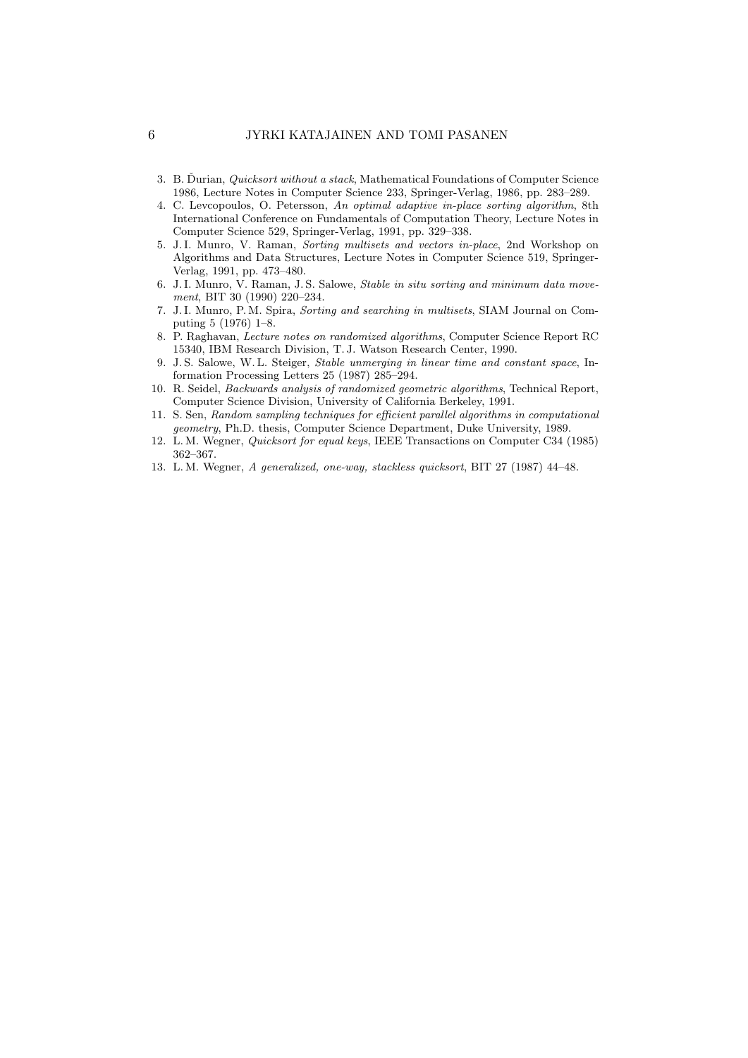3. B. Ďurian, *Quicksort without a stack*, Mathematical Foundations of Computer Science 1986, Lecture Notes in Computer Science 233, Springer-Verlag, 1986, pp. 283–289.
4. C. Levcopoulos, O. Petersson, *An optimal adaptive in-place sorting algorithm*, 8th International Conference on Fundamentals of Computation Theory, Lecture Notes in Computer Science 529, Springer-Verlag, 1991, pp. 329–338.
5. J. I. Munro, V. Raman, *Sorting multisets and vectors in-place*, 2nd Workshop on Algorithms and Data Structures, Lecture Notes in Computer Science 519, Springer-Verlag, 1991, pp. 473–480.
6. J. I. Munro, V. Raman, J. S. Salowe, *Stable in situ sorting and minimum data movement*, BIT 30 (1990) 220–234.
7. J. I. Munro, P. M. Spira, *Sorting and searching in multisets*, SIAM Journal on Computing 5 (1976) 1–8.
8. P. Raghavan, *Lecture notes on randomized algorithms*, Computer Science Report RC 15340, IBM Research Division, T. J. Watson Research Center, 1990.
9. J. S. Salowe, W. L. Steiger, *Stable unmerging in linear time and constant space*, Information Processing Letters 25 (1987) 285–294.
10. R. Seidel, *Backwards analysis of randomized geometric algorithms*, Technical Report, Computer Science Division, University of California Berkeley, 1991.
11. S. Sen, *Random sampling techniques for efficient parallel algorithms in computational geometry*, Ph.D. thesis, Computer Science Department, Duke University, 1989.
12. L. M. Wegner, *Quicksort for equal keys*, IEEE Transactions on Computer C34 (1985) 362–367.
13. L. M. Wegner, *A generalized, one-way, stackless quicksort*, BIT 27 (1987) 44–48.